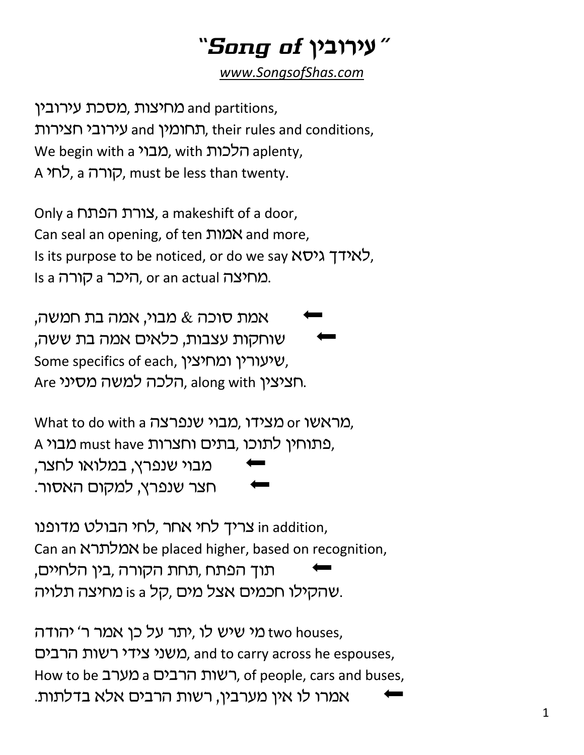# "Song of עירובין"

*www.SongsofShas.com*

מסכת עירובין, מחיצות and partitions,
עירובי חצירות and תחומין, their rules and conditions,
We begin with a מבוי, with הלכות aplenty,
A לחי, a קורה, must be less than twenty.

Only a צורת הפתח, a makeshift of a door,
Can seal an opening, of ten אמות and more,
Is its purpose to be noticed, or do we say לאידך גיסא,
Is a קורה a היכר, or an actual מחיצה.

⬅ אמת סוכה & מבוי, אמה בת חמשה,
⬅ שוחקות עצבות, כלאים אמה בת ששה,
Some specifics of each, שיעורין ומחיצין,
Are הלכה למשה מסיני, along with חציצין.

What to do with a מבוי שנפרצה, מצידו or מראשו,
A מבוי must have פתוחין לתוכו ,בתים וחצרות,
⬅ מבוי שנפרץ, במלואו לחצר,
⬅ חצר שנפרץ, למקום האסור.

צריך לחי אחר ,לחי הבולט מדופנו in addition,
Can an אמלתרא be placed higher, based on recognition,
⬅ תוך הפתח ,תחת הקורה ,בין הלחיים,
מחיצה תלויה is a קל, שהקילו חכמים אצל מים.

מי שיש לו, יתר על כן אמר ר' יהודה two houses,
משני צידי רשות הרבים, and to carry across he espouses,
How to be מערב a רשות הרבים, of people, cars and buses,
⬅ אמרו לו אין מערבין, רשות הרבים אלא בדלתות.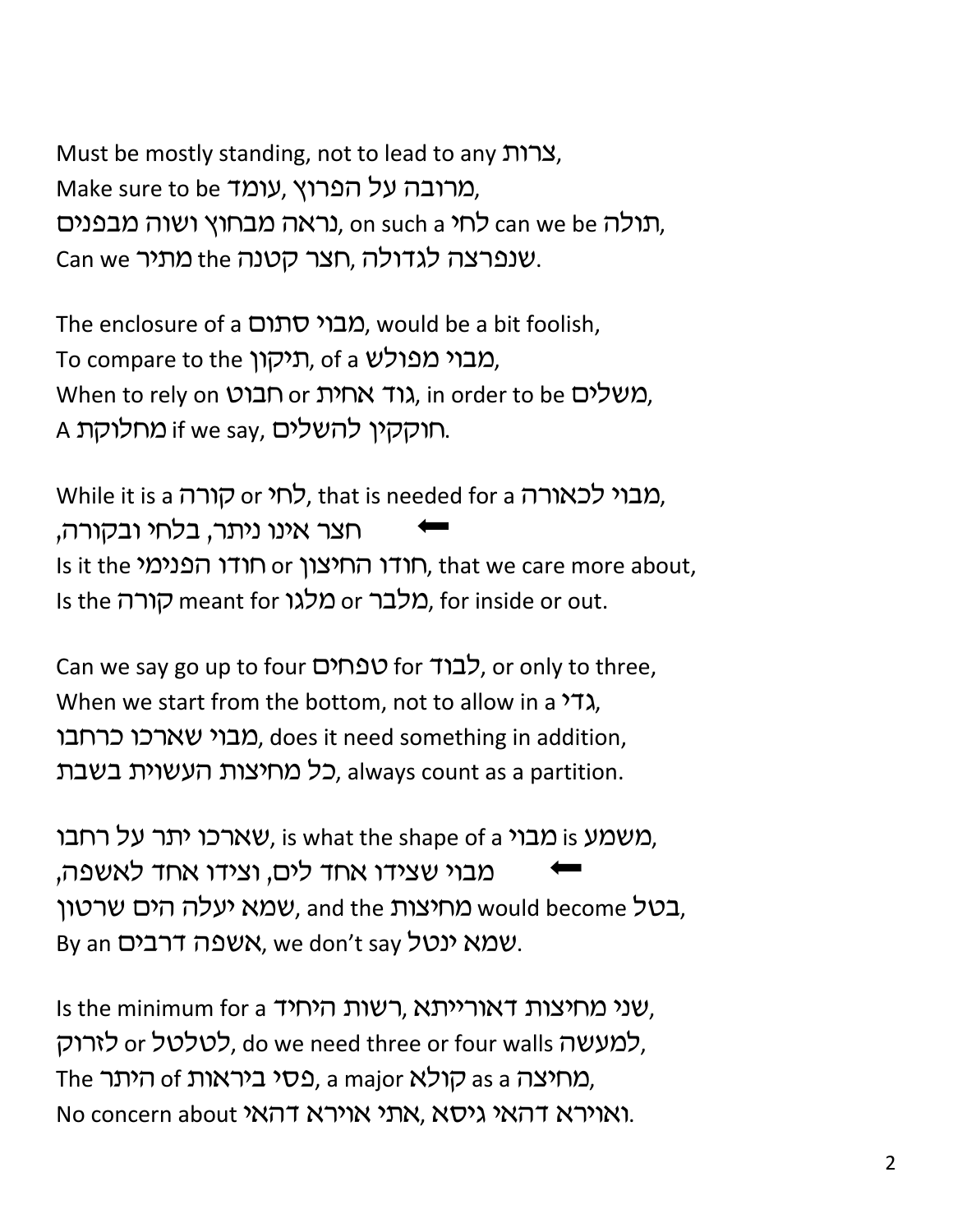Must be mostly standing, not to lead to any צרות,
Make sure to be מרובה על הפרוץ, עומד,
נראה מבחוץ ושוה מבפנים, on such a לחי can we be תולה,
Can we מתיר the חצר קטנה, שנפרצה לגדולה.

The enclosure of a מבוי סתום, would be a bit foolish,
To compare to the תיקון, of a מבוי מפולש,
When to rely on חבוט or גוד אחית, in order to be משלים,
A מחלוקת if we say, חוקקין להשלים.

While it is a קורה or לחי, that is needed for a מבוי לכאורה,
⬅ חצר אינו ניתר, בלחי ובקורה,
Is it the חודו הפנימי or חודו החיצון, that we care more about,
Is the קורה meant for מלגו or מלבר, for inside or out.

Can we say go up to four טפחים for לבוד, or only to three,
When we start from the bottom, not to allow in a גדי,
מבוי שארכו כרחבו, does it need something in addition,
כל מחיצות העשוית בשבת, always count as a partition.

שארכו יתר על רחבו, is what the shape of a מבוי is משמע,
⬅ מבוי שצידו אחד לים, וצידו אחד לאשפה,
שמא יעלה הים שרטון, and the מחיצות would become בטל,
By an אשפה דרבים, we don't say שמא ינטל.

Is the minimum for a רשות היחיד, שני מחיצות דאורייתא,
לזרוק or לטלטל, do we need three or four walls למעשה,
The היתר of פסי ביראות, a major קולא as a מחיצה,
No concern about אתי אוירא דהאי, ואוירא דהאי גיסא.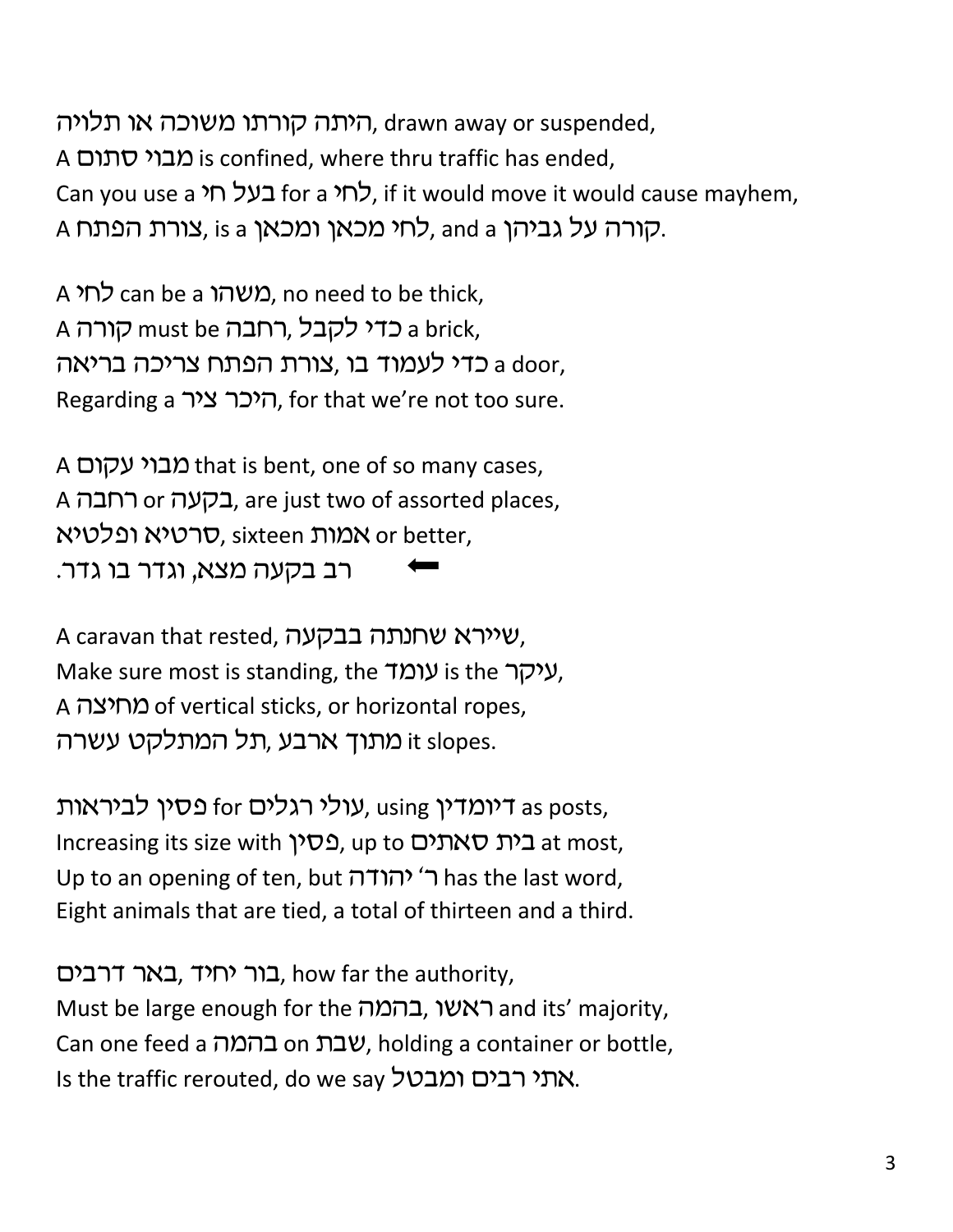היתה קורתו משוכה או תלויה, drawn away or suspended,
A מבוי סתום is confined, where thru traffic has ended,
Can you use a בעל חי for a לחי, if it would move it would cause mayhem,
A צורת הפתח, is a לחי מכאן ומכאן, and a קורה על גביהן.

A לחי can be a משהו, no need to be thick,
A קורה must be רחבה ,כדי לקבל a brick,
צורת הפתח צריכה בריאה, כדי לעמוד בו a door,
Regarding a היכר ציר, for that we're not too sure.

A מבוי עקום that is bent, one of so many cases,
A רחבה or בקעה, are just two of assorted places,
סרטיא ופלטיא, sixteen אמות or better,
⬅ רב בקעה מצא, וגדר בו גדר.

A caravan that rested, שיירא שחנתה בבקעה,
Make sure most is standing, the עומד is the עיקר,
A מחיצה of vertical sticks, or horizontal ropes,
מתוך ארבע ,תל המתלקט עשרה it slopes.

פסין לביראות for עולי רגלים, using דיומדין as posts,
Increasing its size with פסין, up to בית סאתים at most,
Up to an opening of ten, but ר' יהודה has the last word,
Eight animals that are tied, a total of thirteen and a third.

בור יחיד ,באר דרבים, how far the authority,
Must be large enough for the ראשו, בהמה and its' majority,
Can one feed a בהמה on שבת, holding a container or bottle,
Is the traffic rerouted, do we say אתי רבים ומבטל.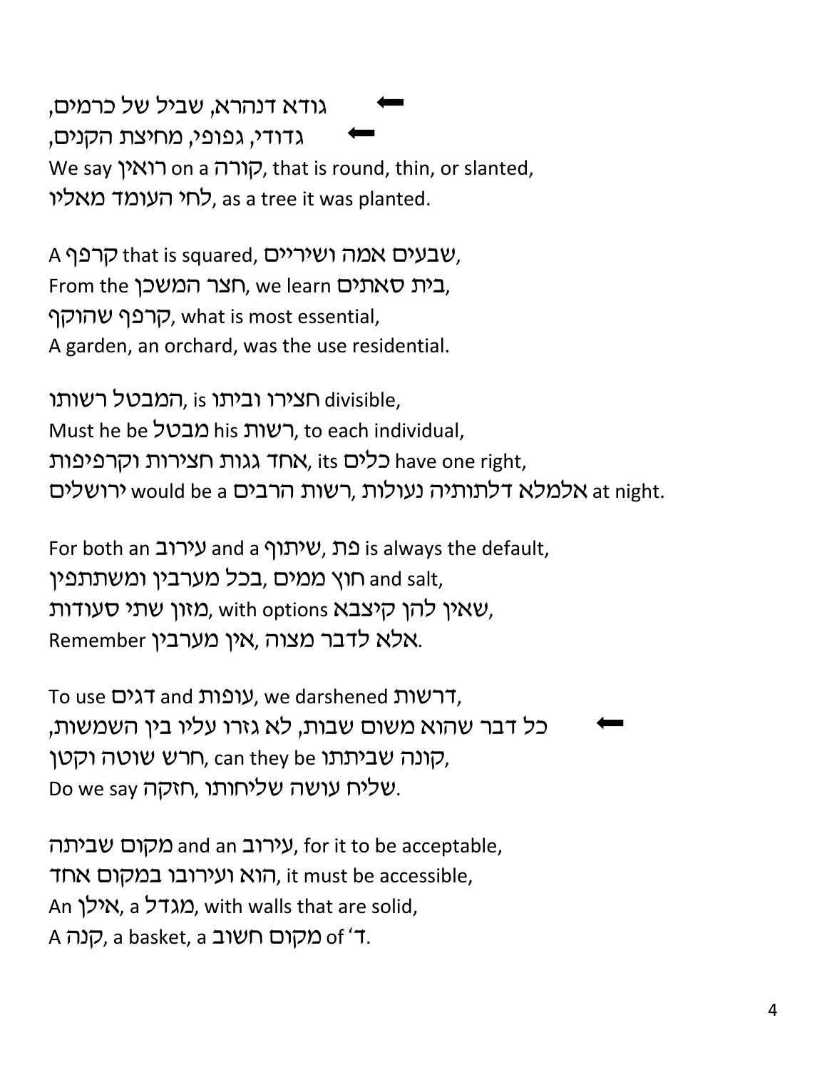⬅ גודא דנהרא, שביל של כרמים,
⬅ גדודי, גפופי, מחיצת הקנים,
We say רואין on a קורה, that is round, thin, or slanted,
לחי העומד מאליו, as a tree it was planted.

A קרפף that is squared, שבעים אמה ושיריים,
From the חצר המשכן, we learn בית סאתים,
קרפף שהוקף, what is most essential,
A garden, an orchard, was the use residential.

המבטל רשותו, is חצירו וביתו divisible,
Must he be מבטל his רשות, to each individual,
אחד גגות חצירות וקרפיפות, its כלים have one right,
אלמלא דלתותיה נעולות, רשות הרבים would be a ירושלים at night.

For both an עירוב and a שיתוף, פת is always the default,
בכל מערבין ומשתתפין, חוץ ממים and salt,
מזון שתי סעודות, with options שאין להן קיצבא,
Remember אין מערבין, אלא לדבר מצוה.

To use דגים and עופות, we darshened דרשות,
⬅ כל דבר שהוא משום שבות, לא גזרו עליו בין השמשות,
חרש שוטה וקטן, can they be קונה שביתתו,
Do we say חזקה, שליח עושה שליחותו.

מקום שביתה and an עירוב, for it to be acceptable,
הוא ועירובו במקום אחד, it must be accessible,
An אילן, a מגדל, with walls that are solid,
A קנה, a basket, a מקום חשוב of 'ד.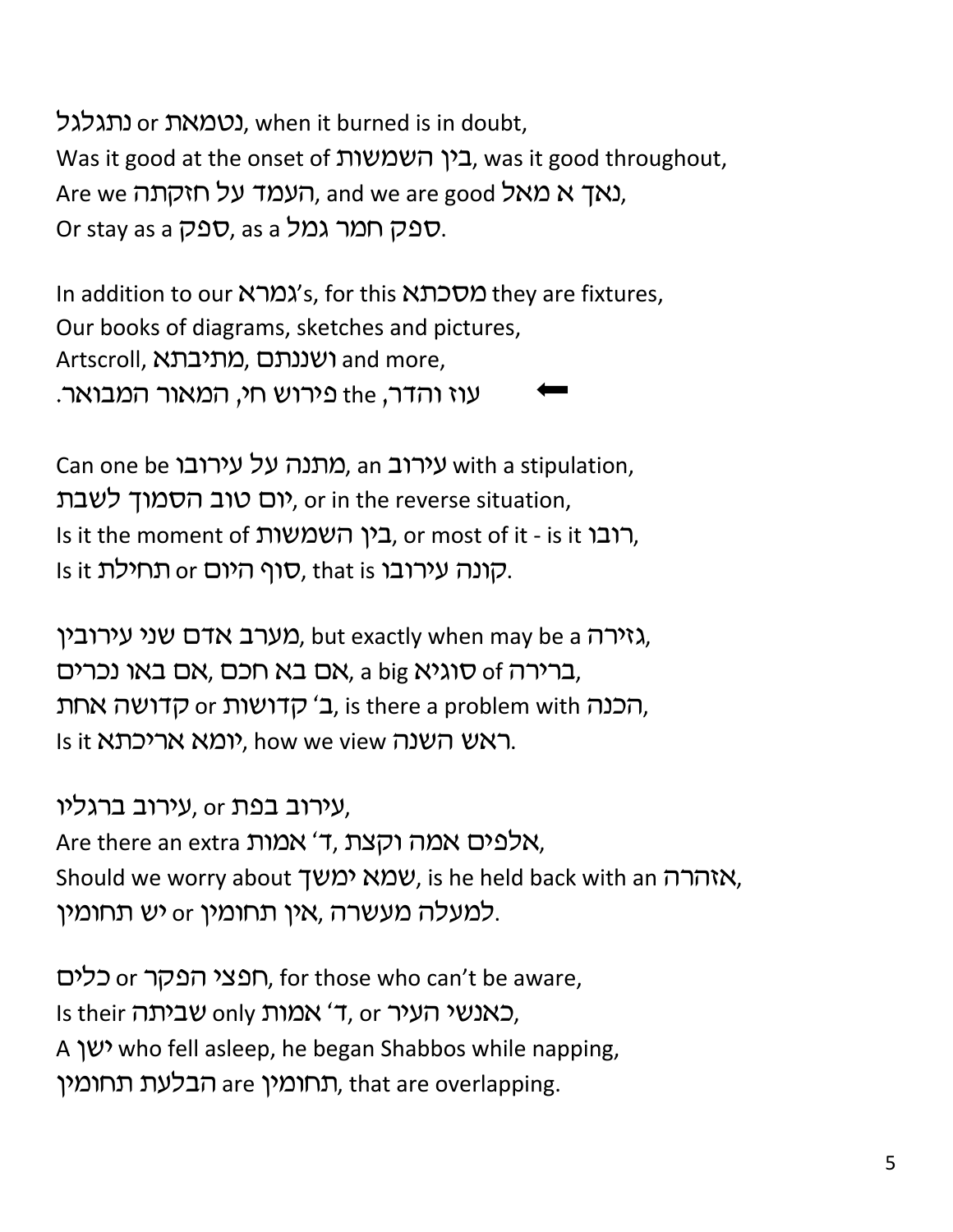נתגלגל or נטמאת, when it burned is in doubt,
Was it good at the onset of בין השמשות, was it good throughout,
Are we העמד על חזקתה, and we are good נאך א מאל,
Or stay as a ספק, as a ספק חמר גמל.

In addition to our גמרא's, for this מסכתא they are fixtures,
Our books of diagrams, sketches and pictures,
Artscroll, מתיבתא, ושננתם and more,
עוז והדר, the פירוש חי, המאור המבואר. ⬅

Can one be מתנה על עירובו, an עירוב with a stipulation,
יום טוב הסמוך לשבת, or in the reverse situation,
Is it the moment of בין השמשות, or most of it - is it רובו,
Is it תחילת or סוף היום, that is קונה עירובו.

מערב אדם שני עירובין, but exactly when may be a גזירה,
אם בא חכם ,אם באו נכרים, a big סוגיא of ברירה,
ב' קדושות or קדושה אחת, is there a problem with הכנה,
Is it יומא אריכתא, how we view ראש השנה.

עירוב בפת or עירוב ברגליו,
Are there an extra אלפים אמה וקצת ,ד' אמות,
Should we worry about שמא ימשך, is he held back with an אזהרה,
למעלה מעשרה ,אין תחומין or יש תחומין.

חפצי הפקר or כלים, for those who can't be aware,
Is their שביתה only ד' אמות, or כאנשי העיר,
A ישן who fell asleep, he began Shabbos while napping,
הבלעת תחומין are תחומין, that are overlapping.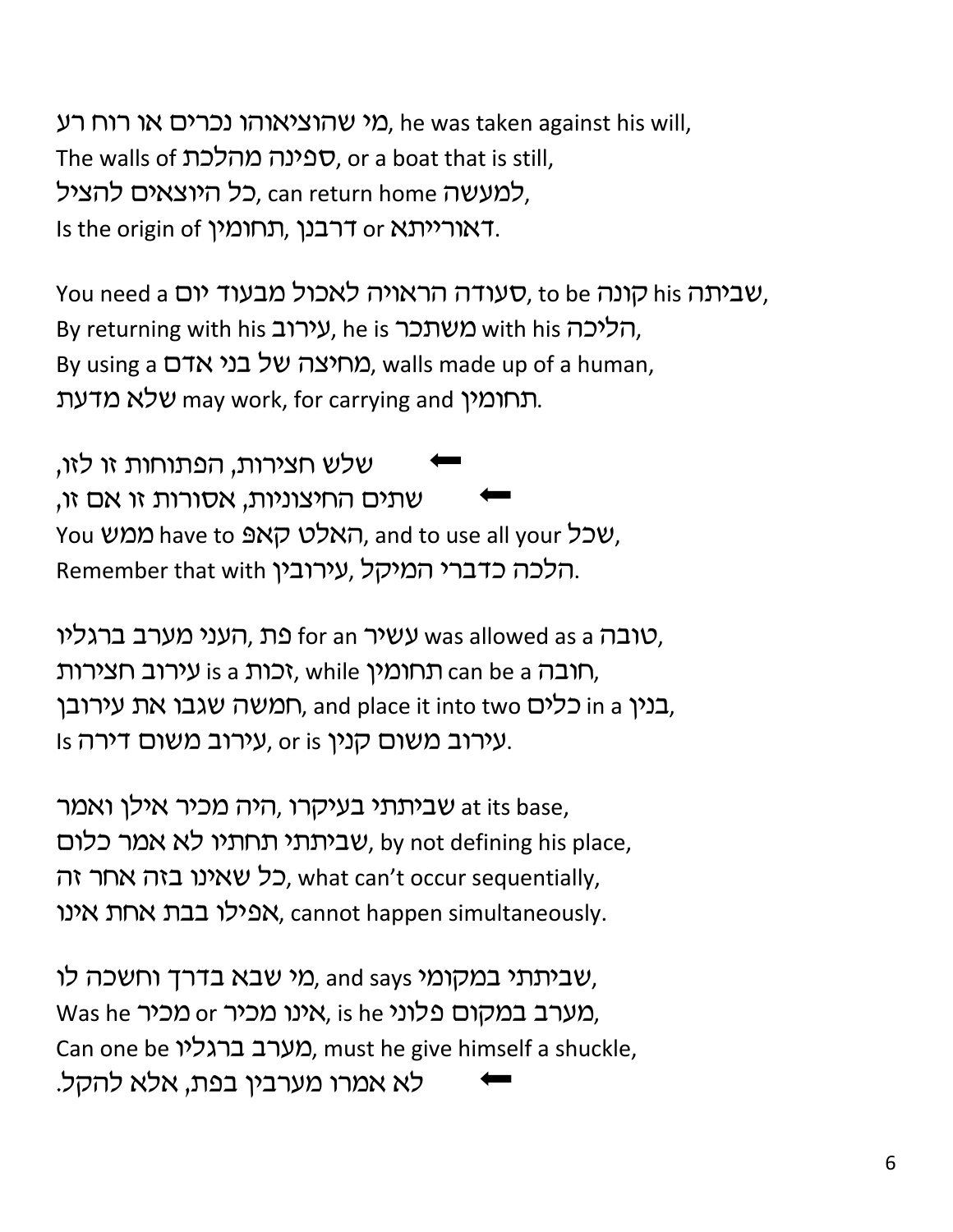מי שהוציאוהו נכרים או רוח רע, he was taken against his will,
The walls of ספינה מהלכת, or a boat that is still,
כל היוצאים להציל, can return home למעשה,
Is the origin of תחומין, דרבנן or דאורייתא.

You need a סעודה הראויה לאכול מבעוד יום, to be קונה his שביתה,
By returning with his עירוב, he is משתכר with his הליכה,
By using a מחיצה של בני אדם, walls made up of a human,
שלא מדעת may work, for carrying and תחומין.

➡ שלש חצירות, הפתוחות זו לזו,
➡ שתים החיצוניות, אסורות זו אם זו,
You ממש have to האלט קאפ, and to use all your שכל,
Remember that with עירובין, הלכה כדברי המיקל.

העני מערב ברגליו, פת for an עשיר was allowed as a טובה,
עירוב חצירות is a זכות, while תחומין can be a חובה,
חמשה שגבו את עירובן, and place it into two כלים in a בנין,
Is עירוב משום דירה, or is עירוב משום קנין.

היה מכיר אילן ואמר, שביתתי בעיקרו at its base,
שביתתי תחתיו לא אמר כלום, by not defining his place,
כל שאינו בזה אחר זה, what can't occur sequentially,
אפילו בבת אחת אינו, cannot happen simultaneously.

מי שבא בדרך וחשכה לו, and says שביתתי במקומי,
Was he מכיר or אינו מכיר, is he מערב במקום פלוני,
Can one be מערב ברגליו, must he give himself a shuckle,
➡ לא אמרו מערבין בפת, אלא להקל.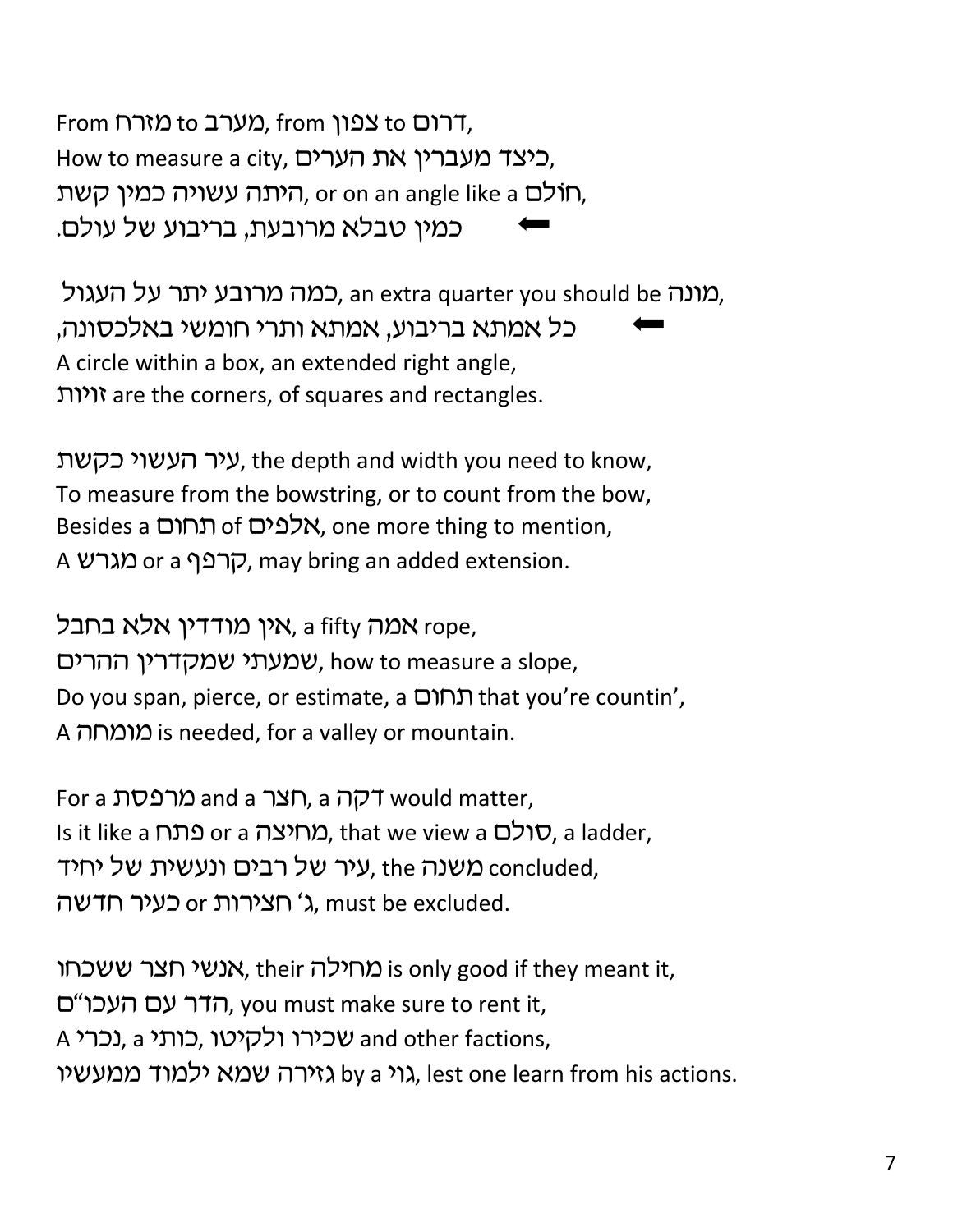From מזרח to מערב, from צפון to דרום,
How to measure a city, כיצד מעברין את הערים,
היתה עשויה כמין קשת, or on an angle like a חולם,
⬅ כמין טבלא מרובעת, בריבוע של עולם.

כמה מרובע יתר על העגול, an extra quarter you should be מונה,
⬅ כל אמתא בריבוע, אמתא ותרי חומשי באלכסונה,
A circle within a box, an extended right angle,
זויות are the corners, of squares and rectangles.

עיר העשוי כקשת, the depth and width you need to know,
To measure from the bowstring, or to count from the bow,
Besides a תחום of אלפים, one more thing to mention,
A מגרש or a קרפף, may bring an added extension.

אין מודדין אלא בחבל, a fifty אמה rope,
שמעתי שמקדרין ההרים, how to measure a slope,
Do you span, pierce, or estimate, a תחום that you're countin',
A מומחה is needed, for a valley or mountain.

For a מרפסת and a חצר, a דקה would matter,
Is it like a פתח or a מחיצה, that we view a סולם, a ladder,
עיר של רבים ונעשית של יחיד, the משנה concluded,
ג' חצירות or כעיר חדשה, must be excluded.

אנשי חצר ששכחו, their מחילה is only good if they meant it,
הדר עם העכו"ם, you must make sure to rent it,
A נכרי, a כותי, שכירו ולקיטו and other factions,
גזירה שמא ילמוד ממעשיו by a גוי, lest one learn from his actions.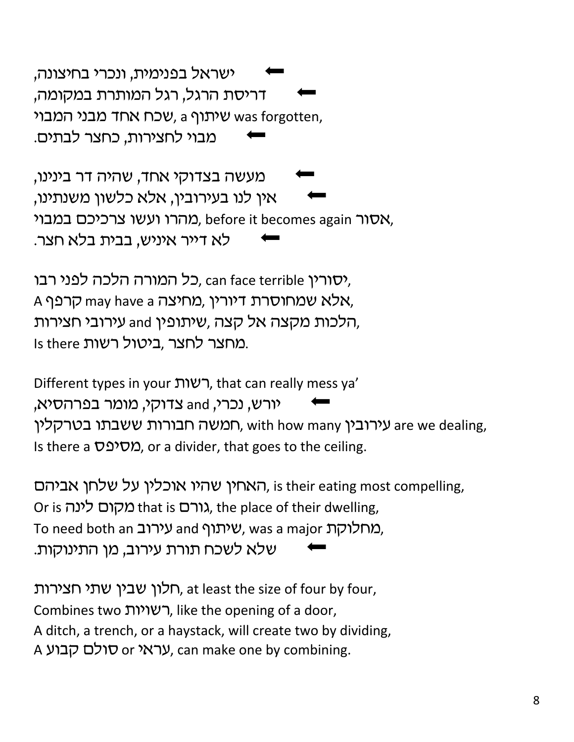⬅ ישראל בפנימית, ונכרי בחיצונה,
⬅ דריסת הרגל, רגל המותרת במקומה,
שכח אחד מבני המבוי, a שיתוף was forgotten,
⬅ מבוי לחצירות, כחצר לבתים.

⬅ מעשה בצדוקי אחד, שהיה דר בינינו,
⬅ אין לנו בעירובין, אלא כלשון משנתינו,
מהרו ועשו צרכיכם במבוי, before it becomes again אסור,
⬅ לא דייר איניש, בבית בלא חצר.

כל המורה הלכה לפני רבו, can face terrible יסורין,
A קרפף may have a מחיצה, אלא שמחוסרת דיורין,
הלכות מקצה אל קצה, שיתופין and עירובי חצירות,
Is there ביטול רשות, מחצר לחצר.

Different types in your רשות, that can really mess ya'
⬅ יורש, נכרי, מומר בפרהסיא, and צדוקי,
חמשה חבורות ששבתו בטרקלין, with how many עירובין are we dealing,
Is there a מסיפס, or a divider, that goes to the ceiling.

האחין שהיו אוכלין על שלחן אביהם, is their eating most compelling,
Or is מקום לינה that is גורם, the place of their dwelling,
To need both an עירוב and שיתוף, was a major מחלוקת,
⬅ שלא לשכח תורת עירוב, מן התינוקות.

חלון שבין שתי חצירות, at least the size of four by four,
Combines two רשויות, like the opening of a door,
A ditch, a trench, or a haystack, will create two by dividing,
A סולם קבוע or עראי, can make one by combining.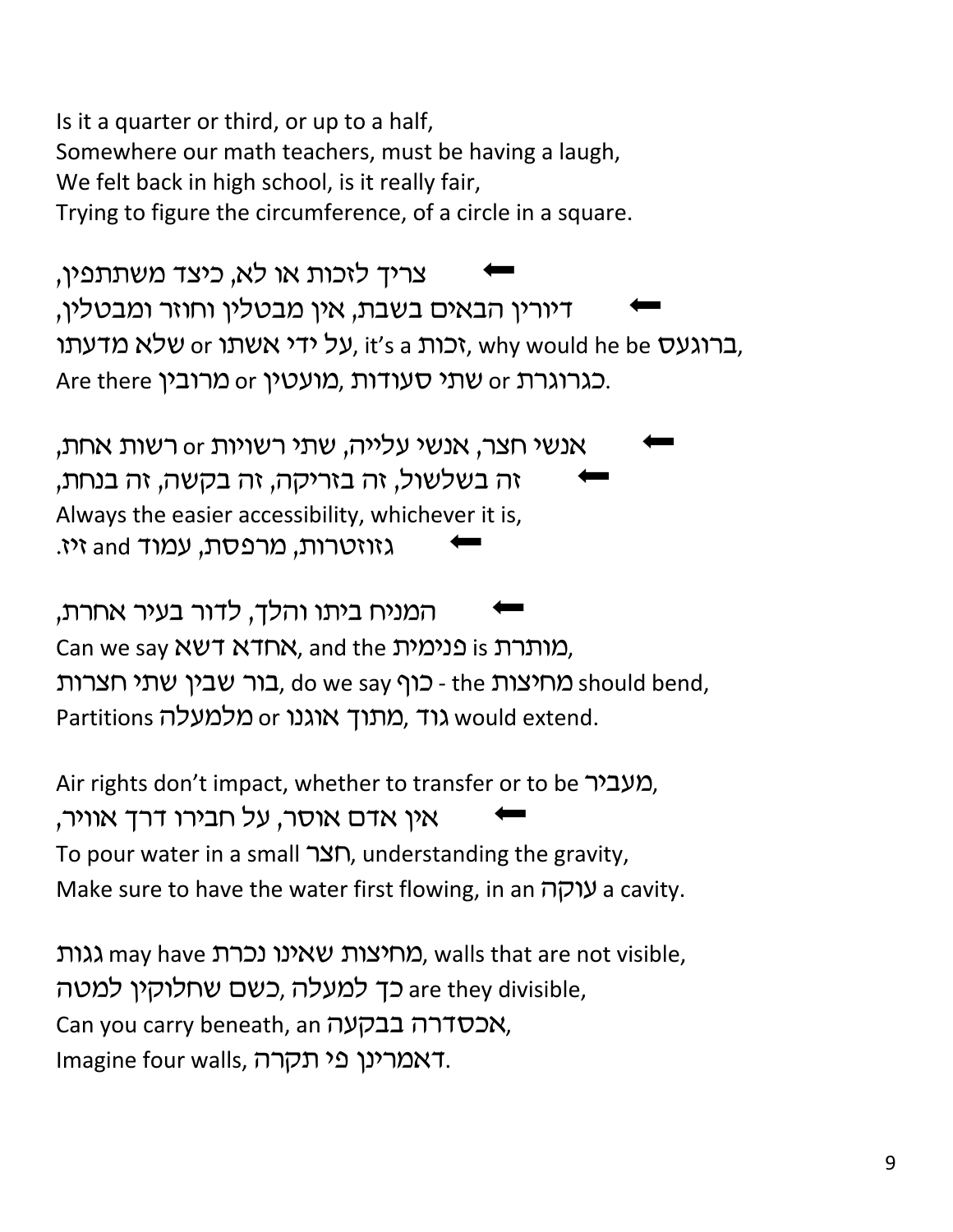Is it a quarter or third, or up to a half,
Somewhere our math teachers, must be having a laugh,
We felt back in high school, is it really fair,
Trying to figure the circumference, of a circle in a square.

⬅ צריך לזכות או לא, כיצד משתתפין,
⬅ דיורין הבאים בשבת, אין מבטלין וחוזר ומבטלין,
על ידי אשתו or שלא מדעתו, it's a זכות, why would he be ברוגעס,
Are there מרובין or מועטין, שתי סעודות or כגרוגרת.

⬅ אנשי חצר, אנשי עלייה, שתי רשויות or רשות אחת,
⬅ זה בשלשול, זה בזריקה, זה בקשה, זה בנחת,
Always the easier accessibility, whichever it is,
⬅ גזוזטרות, מרפסת, עמוד and זיז.

⬅ המניח ביתו והלך, לדור בעיר אחרת,
Can we say אחדא דשא, and the פנימית is מותרת,
בור שבין שתי חצרות, do we say כוף - the מחיצות should bend,
Partitions מלמעלה or מתוך אוגנו, גוד would extend.

Air rights don't impact, whether to transfer or to be מעביר,
⬅ אין אדם אוסר, על חבירו דרך אוויר,
To pour water in a small חצר, understanding the gravity,
Make sure to have the water first flowing, in an עוקה a cavity.

גגות may have מחיצות שאינו נכרת, walls that are not visible,
כך למעלה, כשם שחלוקין למטה are they divisible,
Can you carry beneath, an אכסדרה בבקעה,
Imagine four walls, דאמרינן פי תקרה.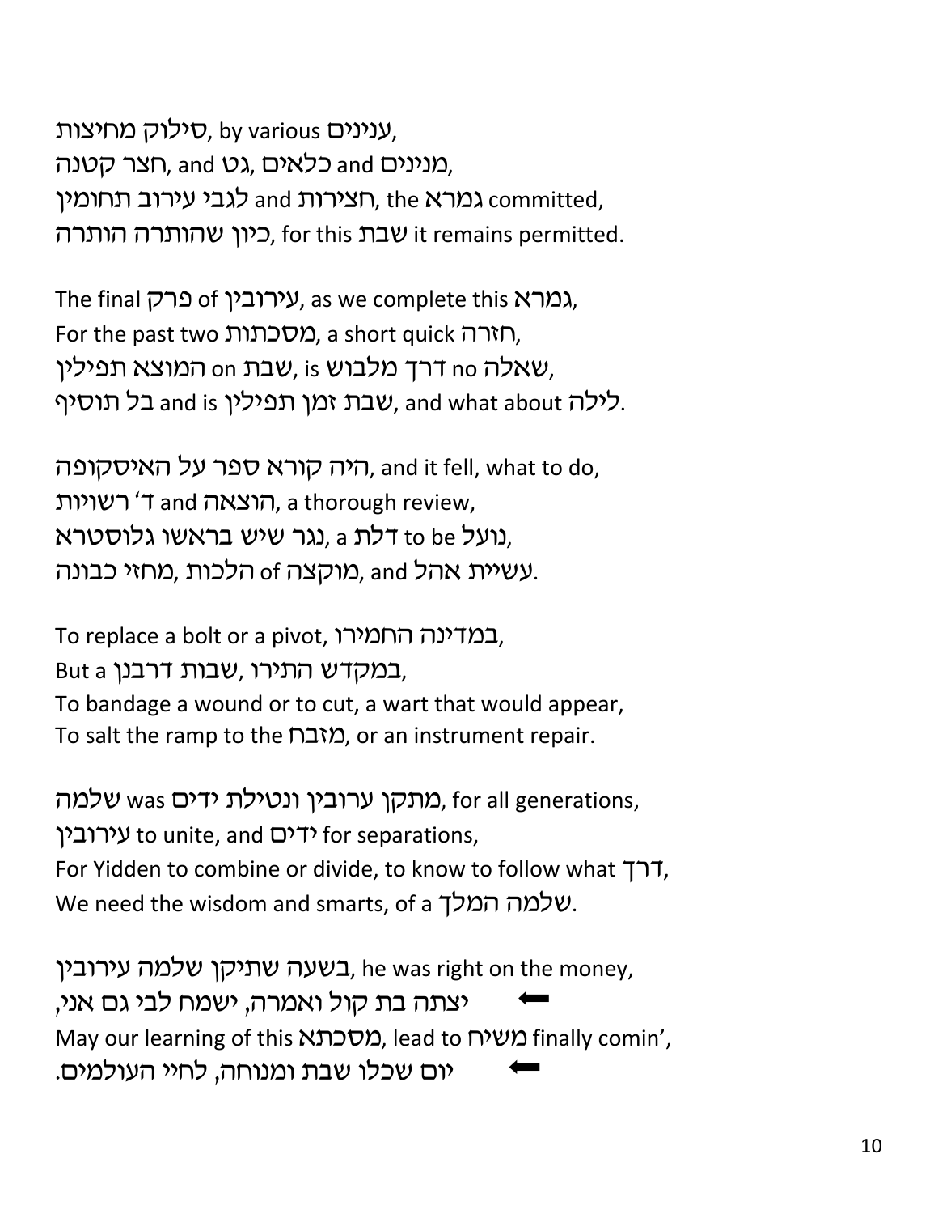סילוק מחיצות, by various ענינים,
חצר קטנה, and כלאים, גט and מנינים,
לגבי עירוב תחומין and חצירות, the גמרא committed,
כיון שהותרה הותרה, for this שבת it remains permitted.

The final פרק of עירובין, as we complete this גמרא,
For the past two מסכתות, a short quick חזרה,
המוצא תפילין on שבת, is דרך מלבוש no שאלה,
בל תוסיף and is שבת זמן תפילין, and what about לילה.

היה קורא ספר על האיסקופה, and it fell, what to do,
ד' רשויות and הוצאה, a thorough review,
נגר שיש בראשו גלוסטרא, a דלת to be נועל,
מחזי כבונה, הלכות of מוקצה, and עשיית אהל.

To replace a bolt or a pivot, במדינה החמירו,
But a במקדש התירו, שבות דרבנן,
To bandage a wound or to cut, a wart that would appear,
To salt the ramp to the מזבח, or an instrument repair.

שלמה was מתקן ערובין ונטילת ידים, for all generations,
עירובין to unite, and ידים for separations,
For Yidden to combine or divide, to know to follow what דרך,
We need the wisdom and smarts, of a שלמה המלך.

בשעה שתיקן שלמה עירובין, he was right on the money,
⬅ יצתה בת קול ואמרה, ישמח לבי גם אני,
May our learning of this מסכתא, lead to משיח finally comin',
⬅ יום שכלו שבת ומנוחה, לחיי העולמים.